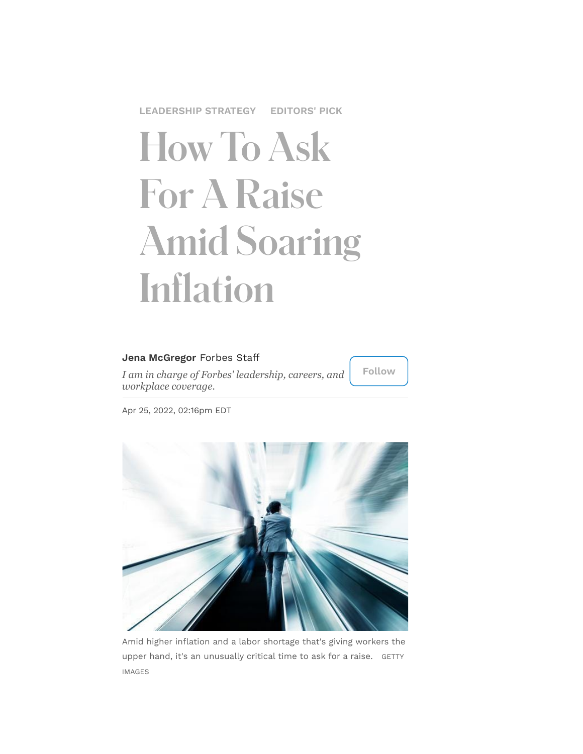LEADERSHIP STRATEGY    EDITORS' PICK

# How To Ask For A Raise Amid Soaring Inflation

**Jena McGregor** Forbes Staff

*I am in charge of Forbes' leadership, careers, and workplace coverage.*

Apr 25, 2022, 02:16pm EDT

Amid higher inflation and a labor shortage that's giving workers the upper hand, it's an unusually critical time to ask for a raise. GETTY IMAGES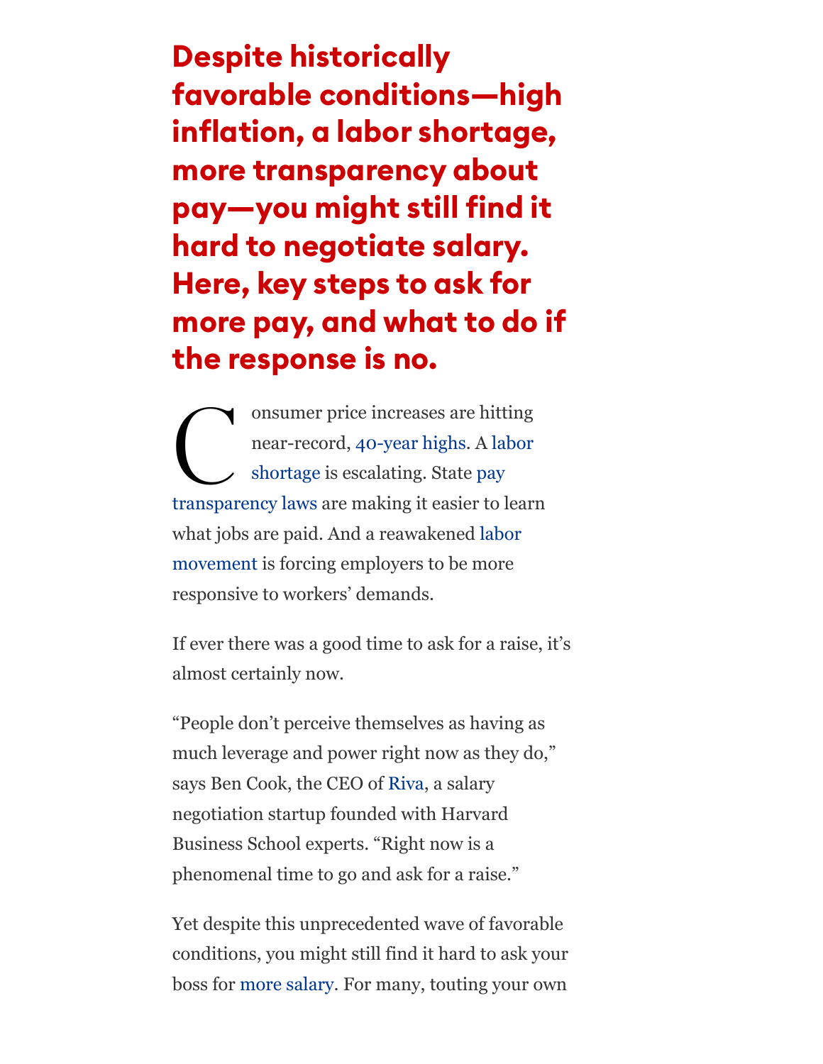**Despite historically favorable conditions—high inflation, a labor shortage, more transparency about pay—you might still find it hard to negotiate salary. Here, key steps to ask for more pay, and what to do if the response is no.**

Consumer price increases are hitting near-record, 40-year highs. A labor shortage is escalating. State pay transparency laws are making it easier to learn what jobs are paid. And a reawakened labor movement is forcing employers to be more responsive to workers' demands.

If ever there was a good time to ask for a raise, it's almost certainly now.

"People don't perceive themselves as having as much leverage and power right now as they do," says Ben Cook, the CEO of Riva, a salary negotiation startup founded with Harvard Business School experts. "Right now is a phenomenal time to go and ask for a raise."

Yet despite this unprecedented wave of favorable conditions, you might still find it hard to ask your boss for more salary. For many, touting your own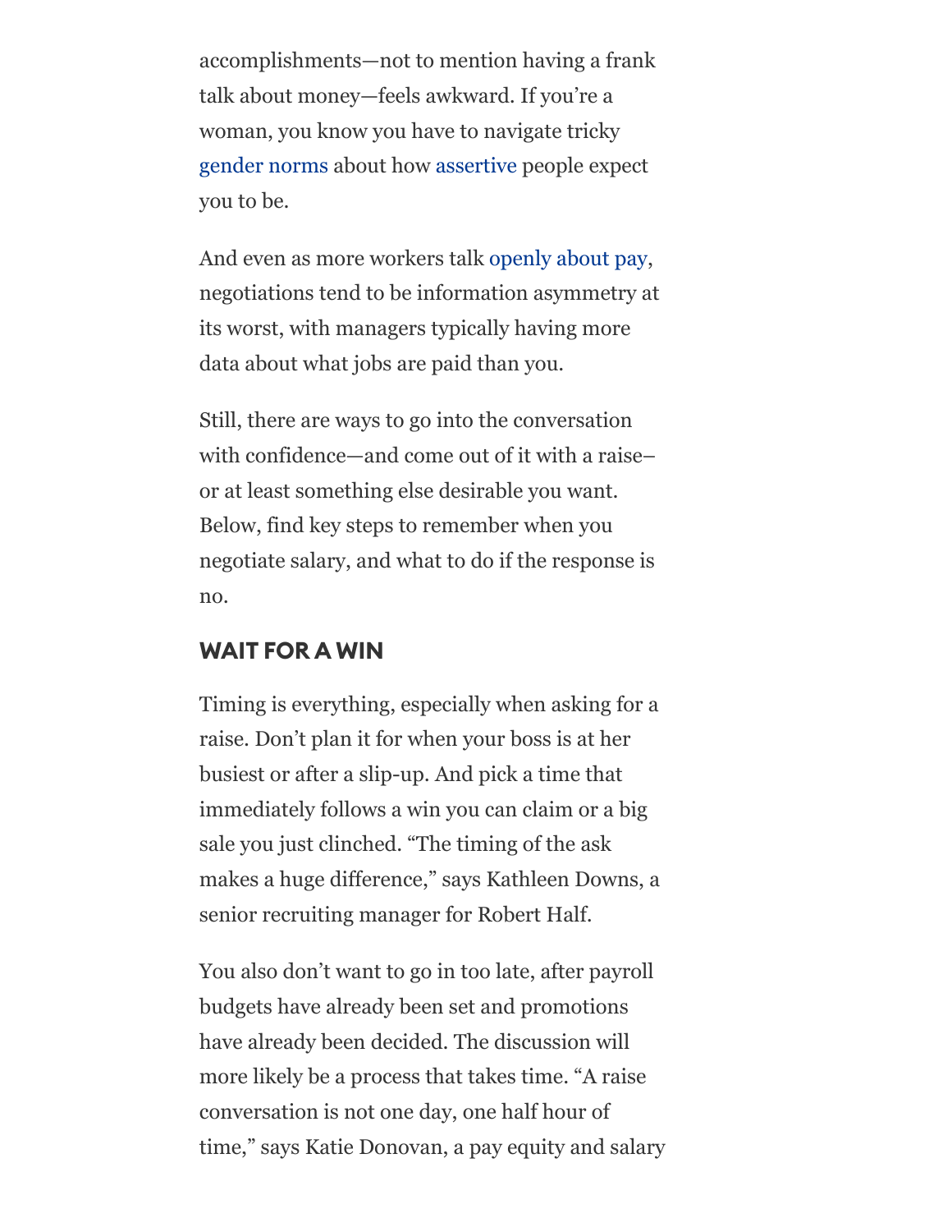accomplishments—not to mention having a frank talk about money—feels awkward. If you're a woman, you know you have to navigate tricky gender norms about how assertive people expect you to be.

And even as more workers talk openly about pay, negotiations tend to be information asymmetry at its worst, with managers typically having more data about what jobs are paid than you.

Still, there are ways to go into the conversation with confidence—and come out of it with a raise–or at least something else desirable you want. Below, find key steps to remember when you negotiate salary, and what to do if the response is no.

## WAIT FOR A WIN

Timing is everything, especially when asking for a raise. Don't plan it for when your boss is at her busiest or after a slip-up. And pick a time that immediately follows a win you can claim or a big sale you just clinched. "The timing of the ask makes a huge difference," says Kathleen Downs, a senior recruiting manager for Robert Half.

You also don't want to go in too late, after payroll budgets have already been set and promotions have already been decided. The discussion will more likely be a process that takes time. "A raise conversation is not one day, one half hour of time," says Katie Donovan, a pay equity and salary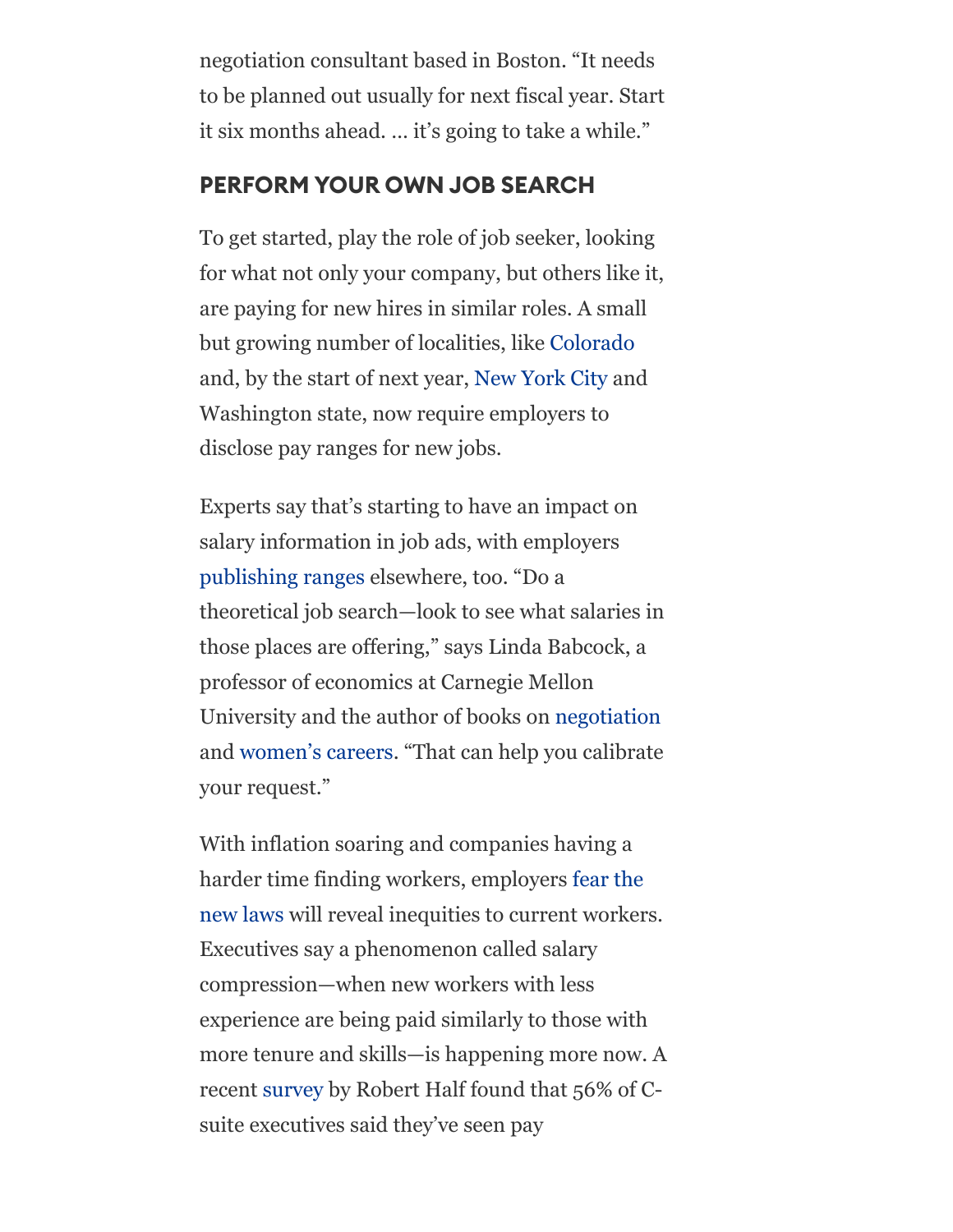negotiation consultant based in Boston. "It needs to be planned out usually for next fiscal year. Start it six months ahead. ... it's going to take a while."

## PERFORM YOUR OWN JOB SEARCH

To get started, play the role of job seeker, looking for what not only your company, but others like it, are paying for new hires in similar roles. A small but growing number of localities, like Colorado and, by the start of next year, New York City and Washington state, now require employers to disclose pay ranges for new jobs.

Experts say that's starting to have an impact on salary information in job ads, with employers publishing ranges elsewhere, too. "Do a theoretical job search—look to see what salaries in those places are offering," says Linda Babcock, a professor of economics at Carnegie Mellon University and the author of books on negotiation and women's careers. "That can help you calibrate your request."

With inflation soaring and companies having a harder time finding workers, employers fear the new laws will reveal inequities to current workers. Executives say a phenomenon called salary compression—when new workers with less experience are being paid similarly to those with more tenure and skills—is happening more now. A recent survey by Robert Half found that 56% of C-suite executives said they've seen pay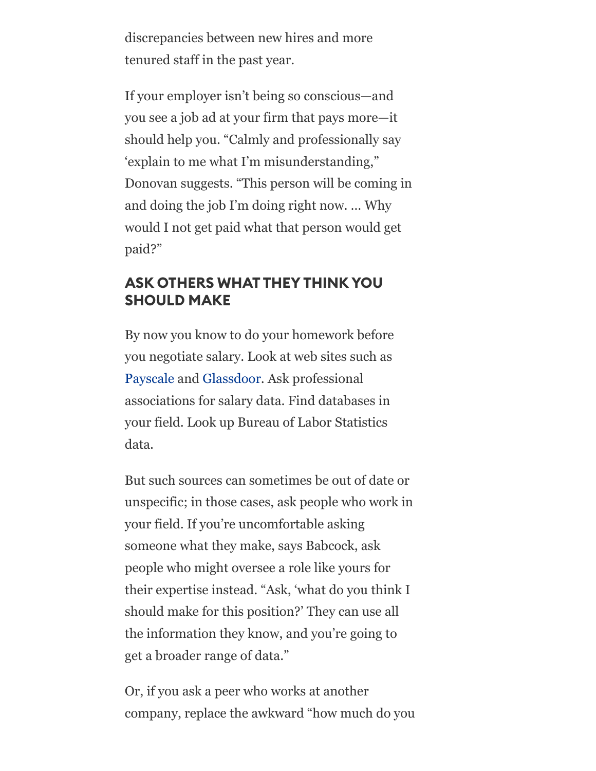discrepancies between new hires and more tenured staff in the past year.

If your employer isn't being so conscious—and you see a job ad at your firm that pays more—it should help you. "Calmly and professionally say 'explain to me what I'm misunderstanding,'" Donovan suggests. "This person will be coming in and doing the job I'm doing right now. ... Why would I not get paid what that person would get paid?"

## ASK OTHERS WHAT THEY THINK YOU SHOULD MAKE

By now you know to do your homework before you negotiate salary. Look at web sites such as Payscale and Glassdoor. Ask professional associations for salary data. Find databases in your field. Look up Bureau of Labor Statistics data.

But such sources can sometimes be out of date or unspecific; in those cases, ask people who work in your field. If you're uncomfortable asking someone what they make, says Babcock, ask people who might oversee a role like yours for their expertise instead. "Ask, 'what do you think I should make for this position?' They can use all the information they know, and you're going to get a broader range of data."

Or, if you ask a peer who works at another company, replace the awkward "how much do you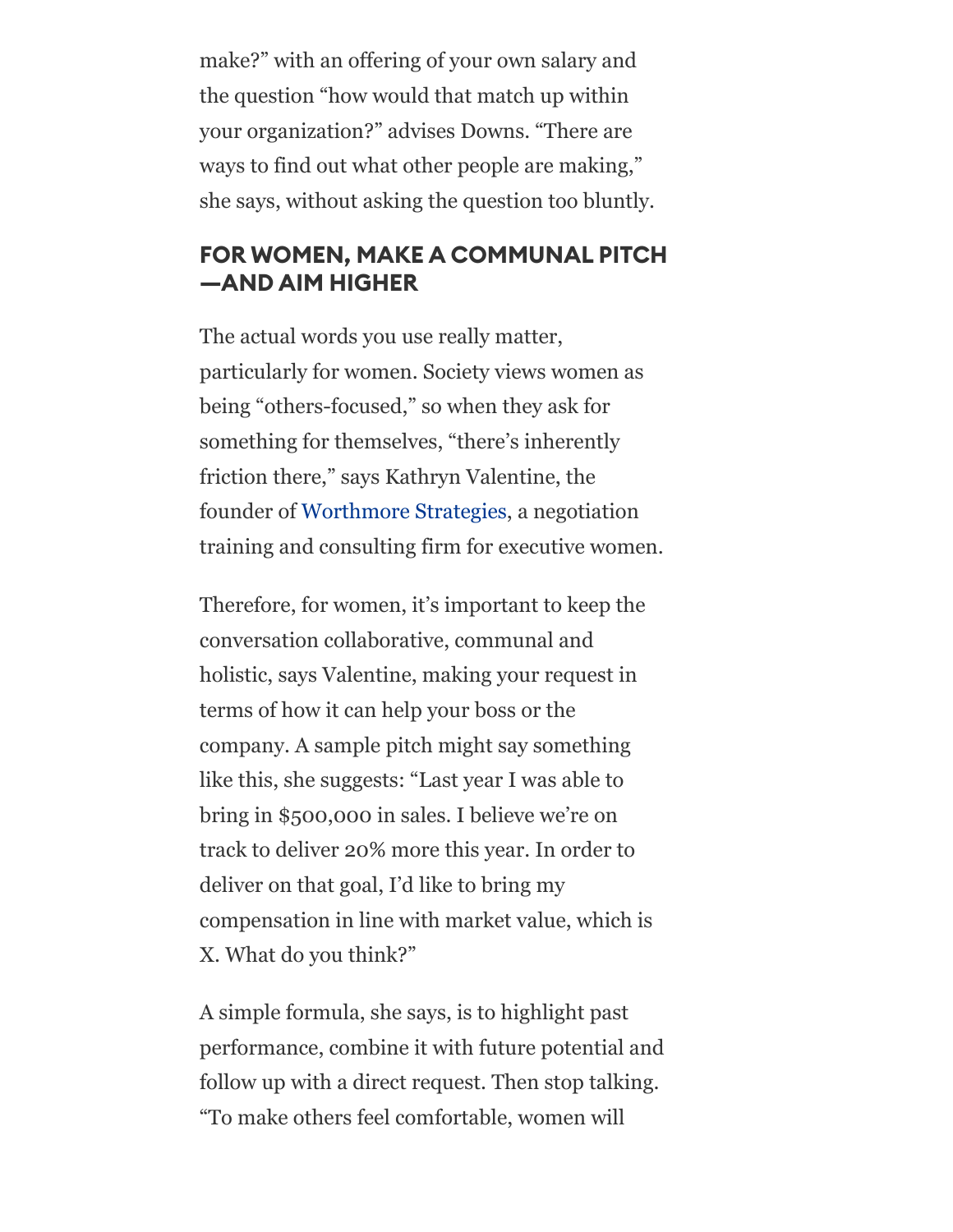make?" with an offering of your own salary and the question "how would that match up within your organization?" advises Downs. "There are ways to find out what other people are making," she says, without asking the question too bluntly.

## FOR WOMEN, MAKE A COMMUNAL PITCH —AND AIM HIGHER

The actual words you use really matter, particularly for women. Society views women as being "others-focused," so when they ask for something for themselves, "there's inherently friction there," says Kathryn Valentine, the founder of Worthmore Strategies, a negotiation training and consulting firm for executive women.

Therefore, for women, it's important to keep the conversation collaborative, communal and holistic, says Valentine, making your request in terms of how it can help your boss or the company. A sample pitch might say something like this, she suggests: "Last year I was able to bring in $500,000 in sales. I believe we're on track to deliver 20% more this year. In order to deliver on that goal, I'd like to bring my compensation in line with market value, which is X. What do you think?"

A simple formula, she says, is to highlight past performance, combine it with future potential and follow up with a direct request. Then stop talking. "To make others feel comfortable, women will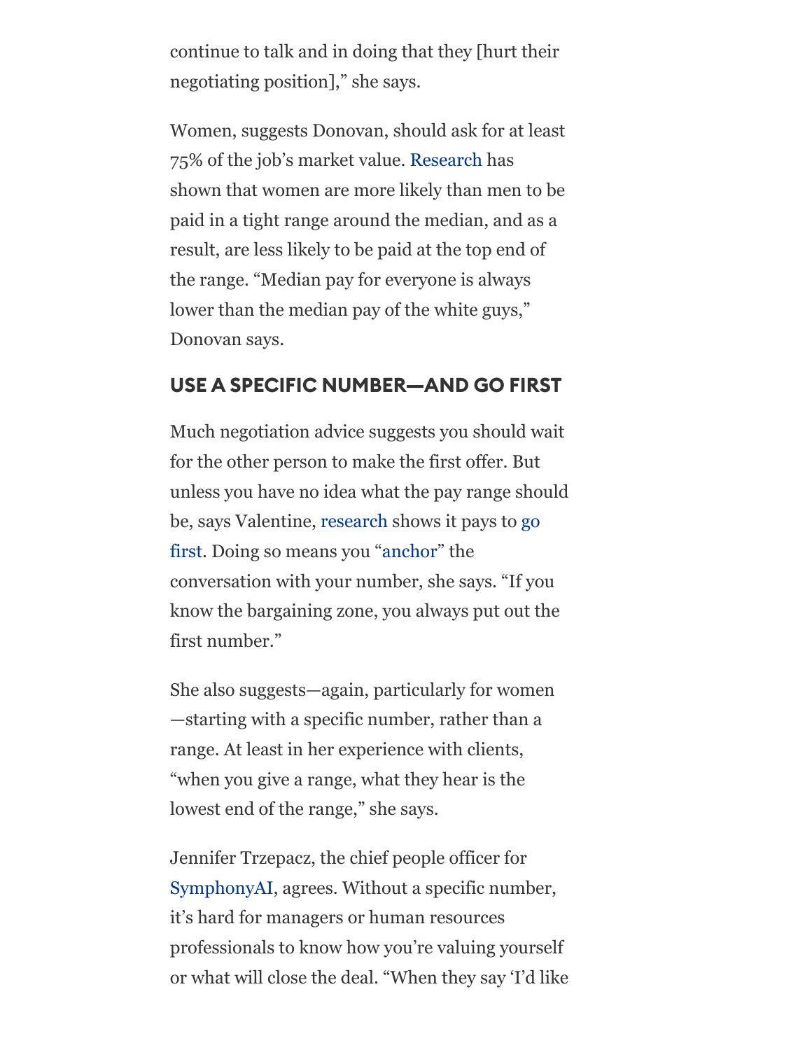continue to talk and in doing that they [hurt their negotiating position]," she says.

Women, suggests Donovan, should ask for at least 75% of the job's market value. Research has shown that women are more likely than men to be paid in a tight range around the median, and as a result, are less likely to be paid at the top end of the range. "Median pay for everyone is always lower than the median pay of the white guys," Donovan says.

## USE A SPECIFIC NUMBER—AND GO FIRST

Much negotiation advice suggests you should wait for the other person to make the first offer. But unless you have no idea what the pay range should be, says Valentine, research shows it pays to go first. Doing so means you "anchor" the conversation with your number, she says. "If you know the bargaining zone, you always put out the first number."

She also suggests—again, particularly for women—starting with a specific number, rather than a range. At least in her experience with clients, "when you give a range, what they hear is the lowest end of the range," she says.

Jennifer Trzepacz, the chief people officer for SymphonyAI, agrees. Without a specific number, it's hard for managers or human resources professionals to know how you're valuing yourself or what will close the deal. "When they say 'I'd like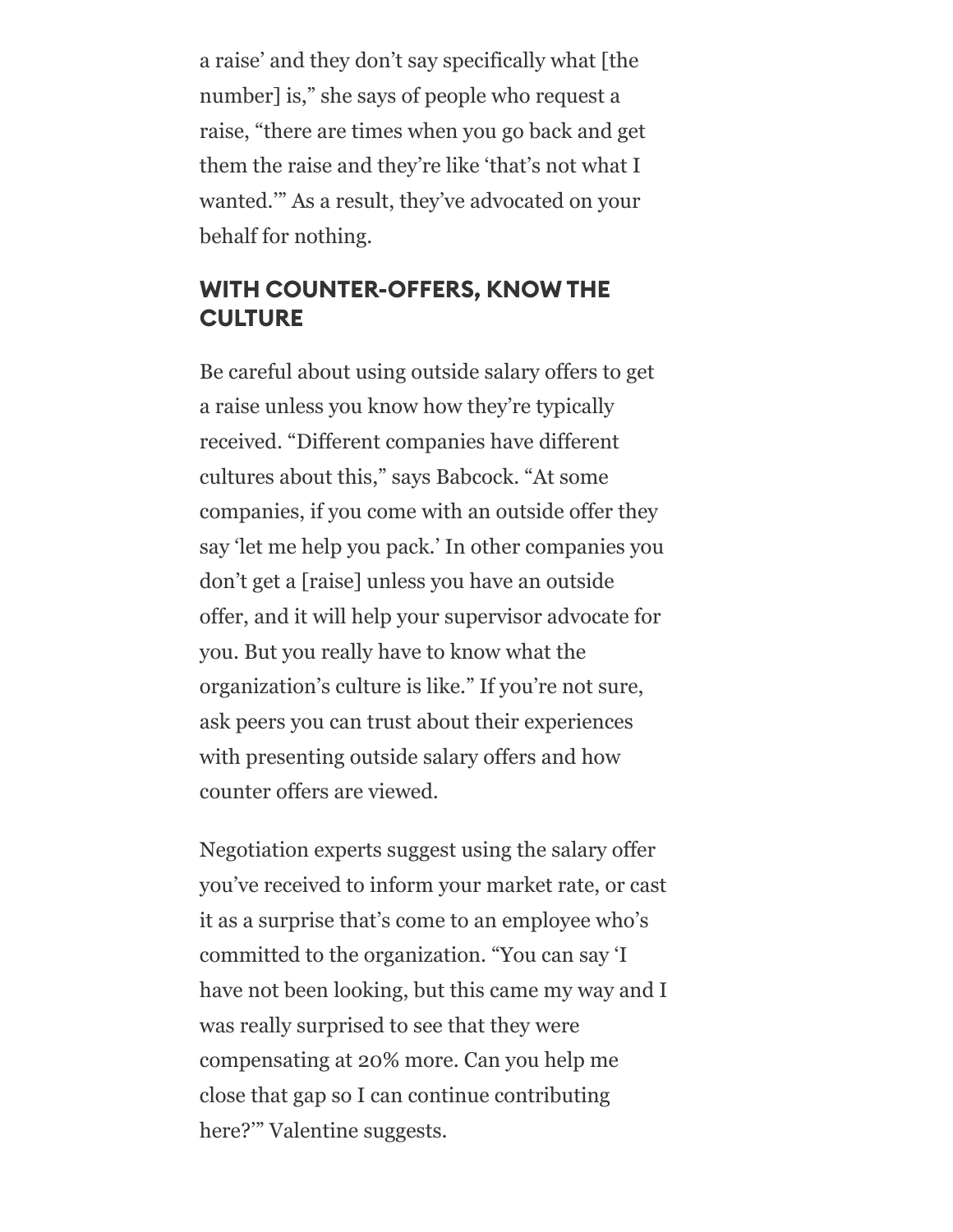a raise' and they don't say specifically what [the number] is," she says of people who request a raise, "there are times when you go back and get them the raise and they're like 'that's not what I wanted.'" As a result, they've advocated on your behalf for nothing.

## WITH COUNTER-OFFERS, KNOW THE CULTURE

Be careful about using outside salary offers to get a raise unless you know how they're typically received. "Different companies have different cultures about this," says Babcock. "At some companies, if you come with an outside offer they say 'let me help you pack.' In other companies you don't get a [raise] unless you have an outside offer, and it will help your supervisor advocate for you. But you really have to know what the organization's culture is like." If you're not sure, ask peers you can trust about their experiences with presenting outside salary offers and how counter offers are viewed.

Negotiation experts suggest using the salary offer you've received to inform your market rate, or cast it as a surprise that's come to an employee who's committed to the organization. "You can say 'I have not been looking, but this came my way and I was really surprised to see that they were compensating at 20% more. Can you help me close that gap so I can continue contributing here?'" Valentine suggests.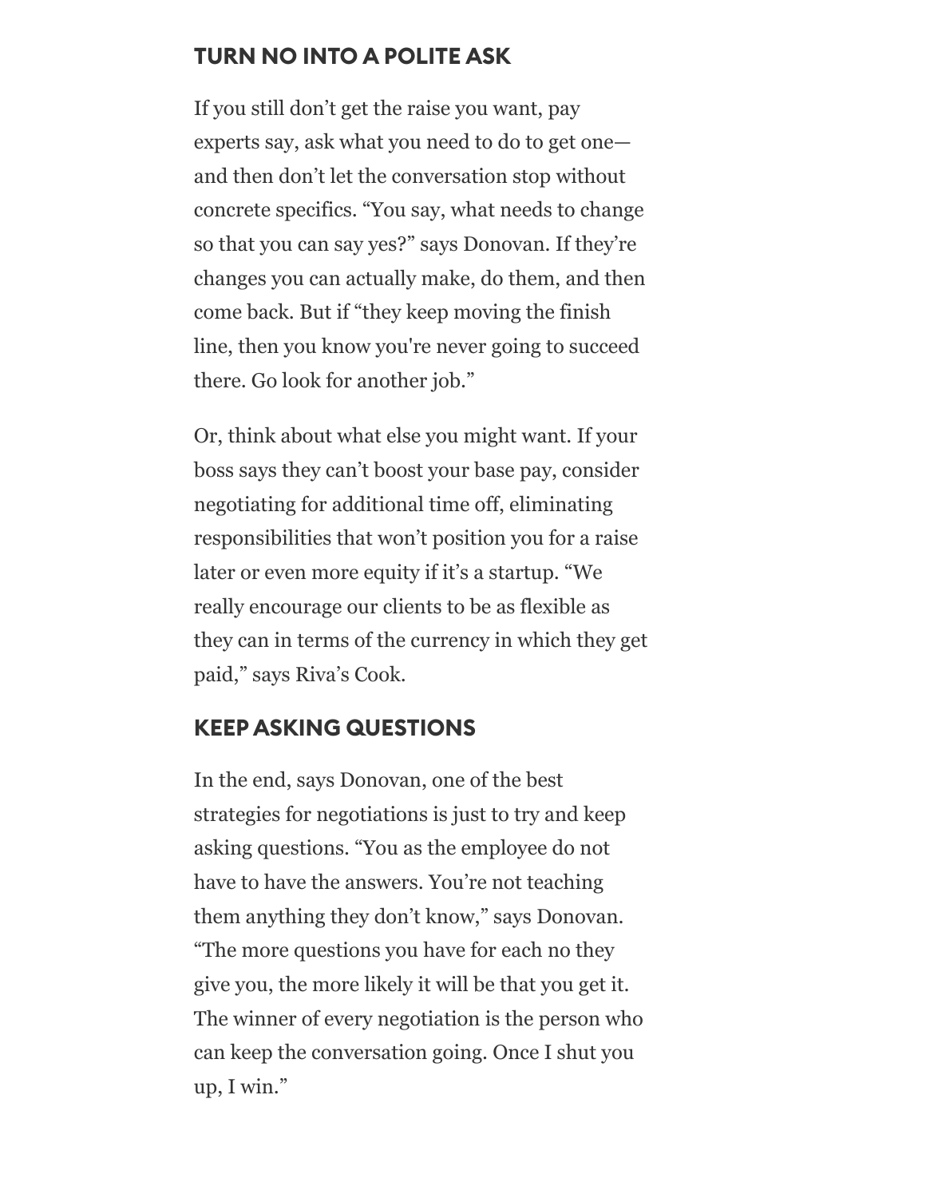## TURN NO INTO A POLITE ASK

If you still don’t get the raise you want, pay experts say, ask what you need to do to get one—and then don’t let the conversation stop without concrete specifics. “You say, what needs to change so that you can say yes?” says Donovan. If they’re changes you can actually make, do them, and then come back. But if “they keep moving the finish line, then you know you're never going to succeed there. Go look for another job.”

Or, think about what else you might want. If your boss says they can’t boost your base pay, consider negotiating for additional time off, eliminating responsibilities that won’t position you for a raise later or even more equity if it’s a startup. “We really encourage our clients to be as flexible as they can in terms of the currency in which they get paid,” says Riva’s Cook.

## KEEP ASKING QUESTIONS

In the end, says Donovan, one of the best strategies for negotiations is just to try and keep asking questions. “You as the employee do not have to have the answers. You’re not teaching them anything they don’t know,” says Donovan. “The more questions you have for each no they give you, the more likely it will be that you get it. The winner of every negotiation is the person who can keep the conversation going. Once I shut you up, I win.”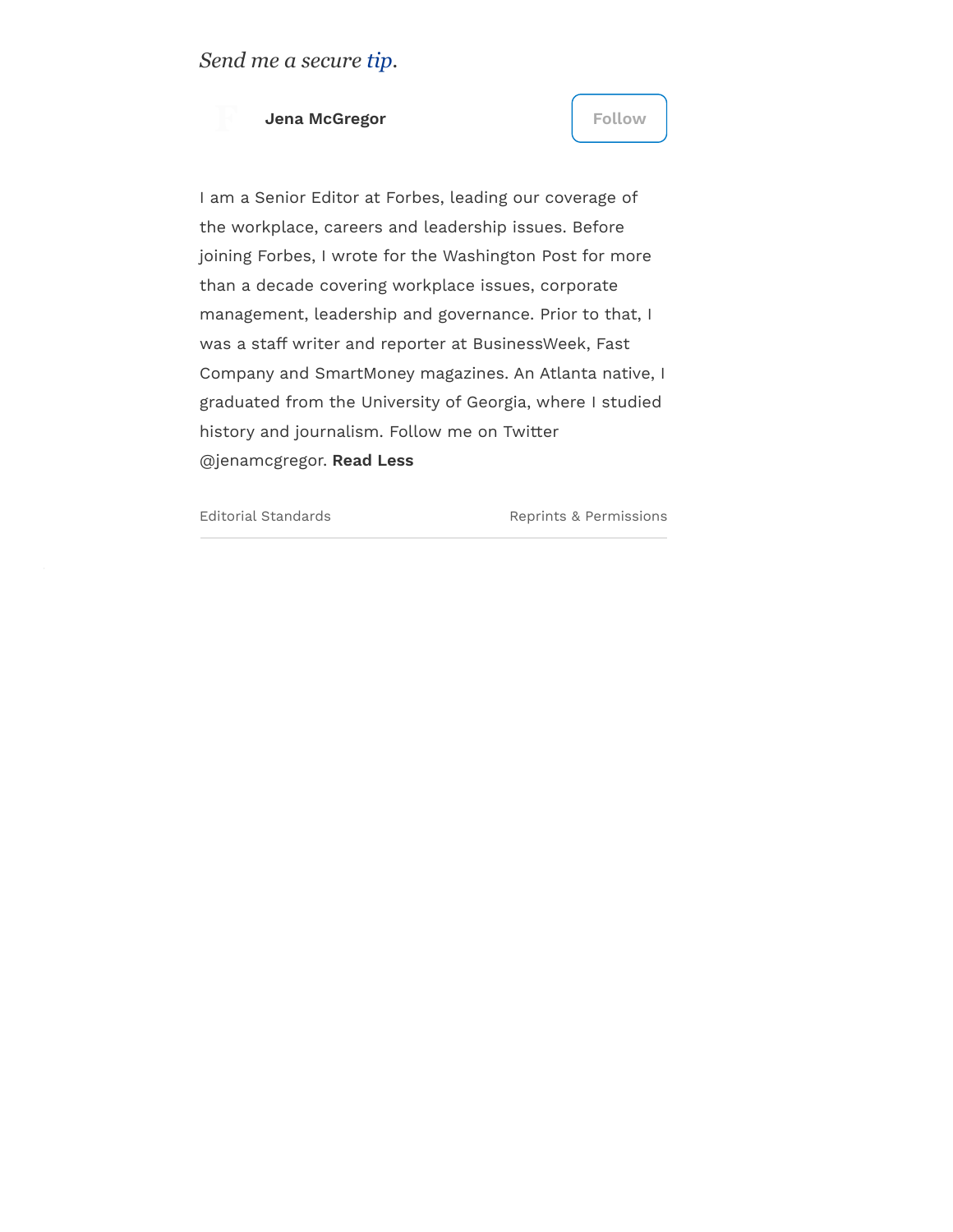*Send me a secure tip.*

**Jena McGregor**

Follow

I am a Senior Editor at Forbes, leading our coverage of the workplace, careers and leadership issues. Before joining Forbes, I wrote for the Washington Post for more than a decade covering workplace issues, corporate management, leadership and governance. Prior to that, I was a staff writer and reporter at BusinessWeek, Fast Company and SmartMoney magazines. An Atlanta native, I graduated from the University of Georgia, where I studied history and journalism. Follow me on Twitter @jenamcgregor. **Read Less**

Editorial Standards

Reprints & Permissions